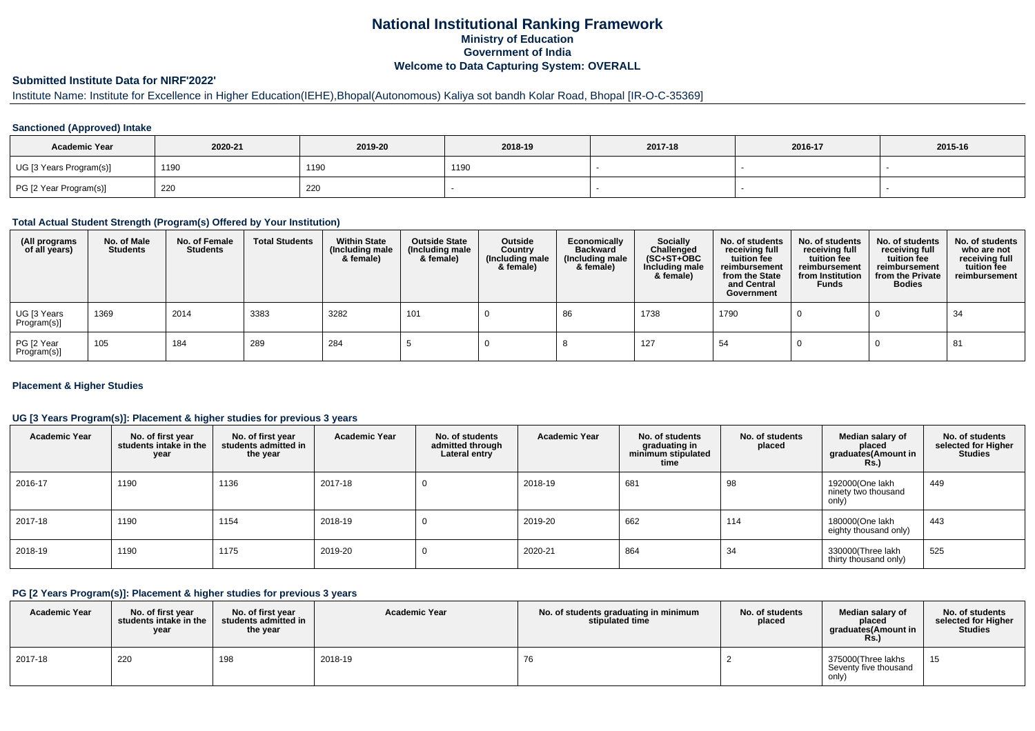# National Institutional Ranking Framework
## Ministry of Education
## Government of India
## Welcome to Data Capturing System: OVERALL

### Submitted Institute Data for NIRF'2022'

Institute Name: Institute for Excellence in Higher Education(IEHE),Bhopal(Autonomous) Kaliya sot bandh Kolar Road, Bhopal [IR-O-C-35369]

#### Sanctioned (Approved) Intake

| Academic Year | 2020-21 | 2019-20 | 2018-19 | 2017-18 | 2016-17 | 2015-16 |
|---|---|---|---|---|---|---|
| UG [3 Years Program(s)] | 1190 | 1190 | 1190 | - | - | - |
| PG [2 Year Program(s)] | 220 | 220 | - | - | - | - |

#### Total Actual Student Strength (Program(s) Offered by Your Institution)

| (All programs of all years) | No. of Male Students | No. of Female Students | Total Students | Within State (Including male & female) | Outside State (Including male & female) | Outside Country (Including male & female) | Economically Backward (Including male & female) | Socially Challenged (SC+ST+OBC Including male & female) | No. of students receiving full tuition fee reimbursement from the State and Central Government | No. of students receiving full tuition fee reimbursement from Institution Funds | No. of students receiving full tuition fee reimbursement from the Private Bodies | No. of students who are not receiving full tuition fee reimbursement |
|---|---|---|---|---|---|---|---|---|---|---|---|---|
| UG [3 Years Program(s)] | 1369 | 2014 | 3383 | 3282 | 101 | 0 | 86 | 1738 | 1790 | 0 | 0 | 34 |
| PG [2 Year Program(s)] | 105 | 184 | 289 | 284 | 5 | 0 | 8 | 127 | 54 | 0 | 0 | 81 |

#### Placement & Higher Studies

#### UG [3 Years Program(s)]: Placement & higher studies for previous 3 years

| Academic Year | No. of first year students intake in the year | No. of first year students admitted in the year | Academic Year | No. of students admitted through Lateral entry | Academic Year | No. of students graduating in minimum stipulated time | No. of students placed | Median salary of placed graduates(Amount in Rs.) | No. of students selected for Higher Studies |
|---|---|---|---|---|---|---|---|---|---|
| 2016-17 | 1190 | 1136 | 2017-18 | 0 | 2018-19 | 681 | 98 | 192000(One lakh ninety two thousand only) | 449 |
| 2017-18 | 1190 | 1154 | 2018-19 | 0 | 2019-20 | 662 | 114 | 180000(One lakh eighty thousand only) | 443 |
| 2018-19 | 1190 | 1175 | 2019-20 | 0 | 2020-21 | 864 | 34 | 330000(Three lakh thirty thousand only) | 525 |

#### PG [2 Years Program(s)]: Placement & higher studies for previous 3 years

| Academic Year | No. of first year students intake in the year | No. of first year students admitted in the year | Academic Year | No. of students graduating in minimum stipulated time | No. of students placed | Median salary of placed graduates(Amount in Rs.) | No. of students selected for Higher Studies |
|---|---|---|---|---|---|---|---|
| 2017-18 | 220 | 198 | 2018-19 | 76 | 2 | 375000(Three lakhs Seventy five thousand only) | 15 |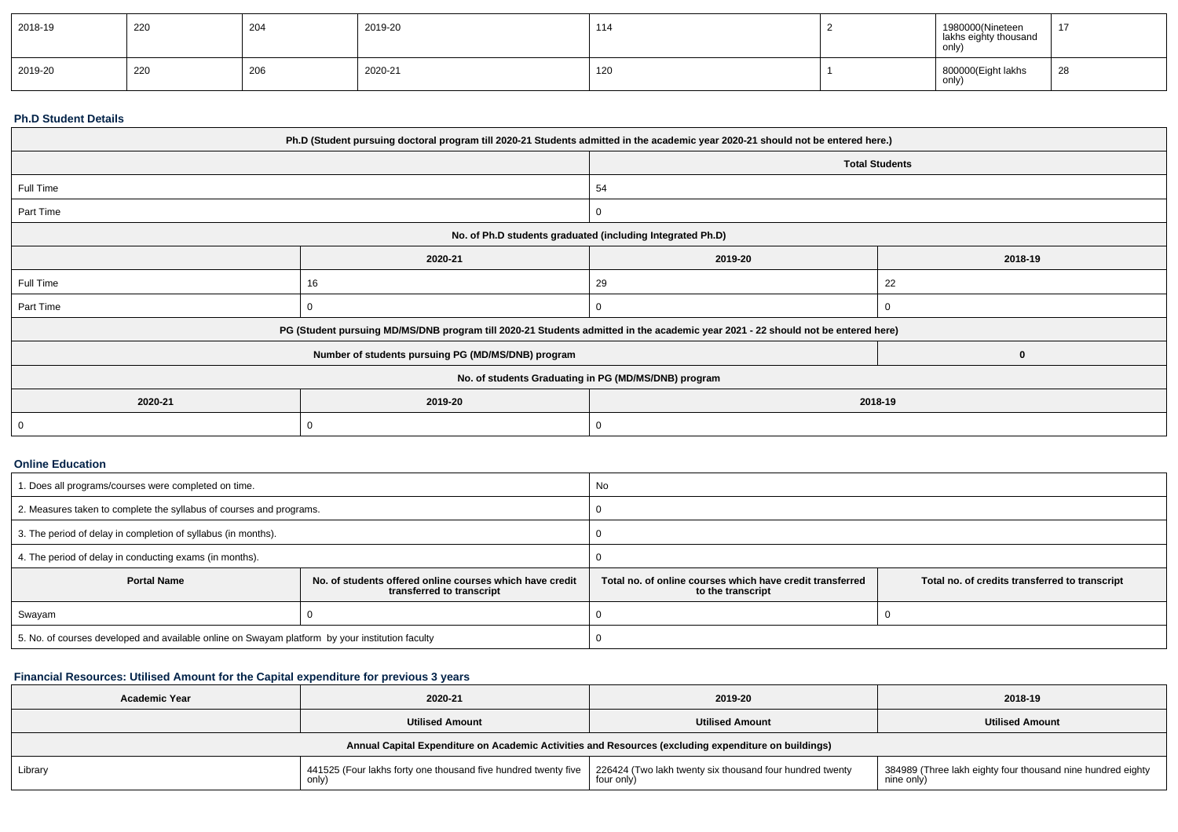| 2018-19 | 220 | 204 | 2019-20 | 114 | 2 | 1980000(Nineteen lakhs eighty thousand only) | 17 |
|---|---|---|---|---|---|---|---|
| 2019-20 | 220 | 206 | 2020-21 | 120 | 1 | 800000(Eight lakhs only) | 28 |

## Ph.D Student Details

| Ph.D (Student pursuing doctoral program till 2020-21 Students admitted in the academic year 2020-21 should not be entered here.) | | | |
|---|---|---|---|
| | | Total Students | |
| Full Time | | 54 | |
| Part Time | | 0 | |
| No. of Ph.D students graduated (including Integrated Ph.D) | | | |
| | 2020-21 | 2019-20 | 2018-19 |
| Full Time | 16 | 29 | 22 |
| Part Time | 0 | 0 | 0 |
| PG (Student pursuing MD/MS/DNB program till 2020-21 Students admitted in the academic year 2021 - 22 should not be entered here) | | | |
| Number of students pursuing PG (MD/MS/DNB) program | | | 0 |
| No. of students Graduating in PG (MD/MS/DNB) program | | | |
| 2020-21 | 2019-20 | 2018-19 | |
| 0 | 0 | 0 | |

## Online Education

| 1. Does all programs/courses were completed on time. | | No | |
|---|---|---|---|
| 2. Measures taken to complete the syllabus of courses and programs. | | 0 | |
| 3. The period of delay in completion of syllabus (in months). | | 0 | |
| 4. The period of delay in conducting exams (in months). | | 0 | |
| **Portal Name** | **No. of students offered online courses which have credit transferred to transcript** | **Total no. of online courses which have credit transferred to the transcript** | **Total no. of credits transferred to transcript** |
| Swayam | 0 | 0 | 0 |
| 5. No. of courses developed and available online on Swayam platform by your institution faculty | | 0 | |

## Financial Resources: Utilised Amount for the Capital expenditure for previous 3 years

| Academic Year | 2020-21 | 2019-20 | 2018-19 |
|---|---|---|---|
| | Utilised Amount | Utilised Amount | Utilised Amount |
| Annual Capital Expenditure on Academic Activities and Resources (excluding expenditure on buildings) | | | |
| Library | 441525 (Four lakhs forty one thousand five hundred twenty five only) | 226424 (Two lakh twenty six thousand four hundred twenty four only) | 384989 (Three lakh eighty four thousand nine hundred eighty nine only) |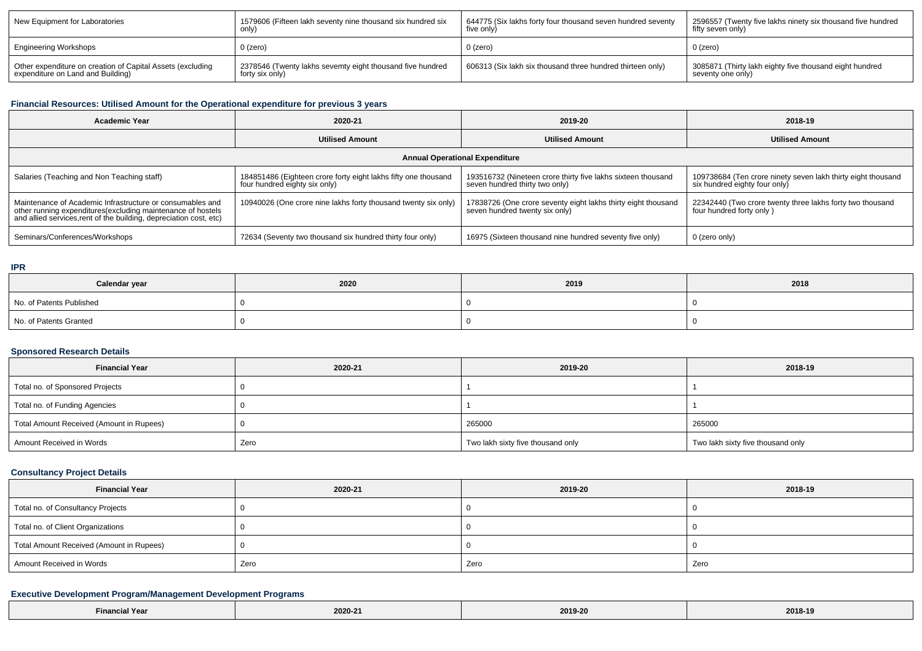| New Equipment for Laboratories | 1579606 (Fifteen lakh seventy nine thousand six hundred six only) | 644775 (Six lakhs forty four thousand seven hundred seventy five only) | 2596557 (Twenty five lakhs ninety six thousand five hundred fifty seven only) |
|---|---|---|---|
| Engineering Workshops | 0 (zero) | 0 (zero) | 0 (zero) |
| Other expenditure on creation of Capital Assets (excluding expenditure on Land and Building) | 2378546 (Twenty lakhs sevemty eight thousand five hundred forty six only) | 606313 (Six lakh six thousand three hundred thirteen only) | 3085871 (Thirty lakh eighty five thousand eight hundred seventy one only) |

### Financial Resources: Utilised Amount for the Operational expenditure for previous 3 years

| Academic Year | 2020-21 | 2019-20 | 2018-19 |
|---|---|---|---|
| | Utilised Amount | Utilised Amount | Utilised Amount |
| Annual Operational Expenditure | | | |
| Salaries (Teaching and Non Teaching staff) | 184851486 (Eighteen crore forty eight lakhs fifty one thousand four hundred eighty six only) | 193516732 (Nineteen crore thirty five lakhs sixteen thousand seven hundred thirty two only) | 109738684 (Ten crore ninety seven lakh thirty eight thousand six hundred eighty four only) |
| Maintenance of Academic Infrastructure or consumables and other running expenditures(excluding maintenance of hostels and allied services,rent of the building, depreciation cost, etc) | 10940026 (One crore nine lakhs forty thousand twenty six only) | 17838726 (One crore seventy eight lakhs thirty eight thousand seven hundred twenty six only) | 22342440 (Two crore twenty three lakhs forty two thousand four hundred forty only ) |
| Seminars/Conferences/Workshops | 72634 (Seventy two thousand six hundred thirty four only) | 16975 (Sixteen thousand nine hundred seventy five only) | 0 (zero only) |

### IPR

| Calendar year | 2020 | 2019 | 2018 |
|---|---|---|---|
| No. of Patents Published | 0 | 0 | 0 |
| No. of Patents Granted | 0 | 0 | 0 |

### Sponsored Research Details

| Financial Year | 2020-21 | 2019-20 | 2018-19 |
|---|---|---|---|
| Total no. of Sponsored Projects | 0 | 1 | 1 |
| Total no. of Funding Agencies | 0 | 1 | 1 |
| Total Amount Received (Amount in Rupees) | 0 | 265000 | 265000 |
| Amount Received in Words | Zero | Two lakh sixty five thousand only | Two lakh sixty five thousand only |

### Consultancy Project Details

| Financial Year | 2020-21 | 2019-20 | 2018-19 |
|---|---|---|---|
| Total no. of Consultancy Projects | 0 | 0 | 0 |
| Total no. of Client Organizations | 0 | 0 | 0 |
| Total Amount Received (Amount in Rupees) | 0 | 0 | 0 |
| Amount Received in Words | Zero | Zero | Zero |

### Executive Development Program/Management Development Programs

| Financial Year | 2020-21 | 2019-20 | 2018-19 |
|---|---|---|---|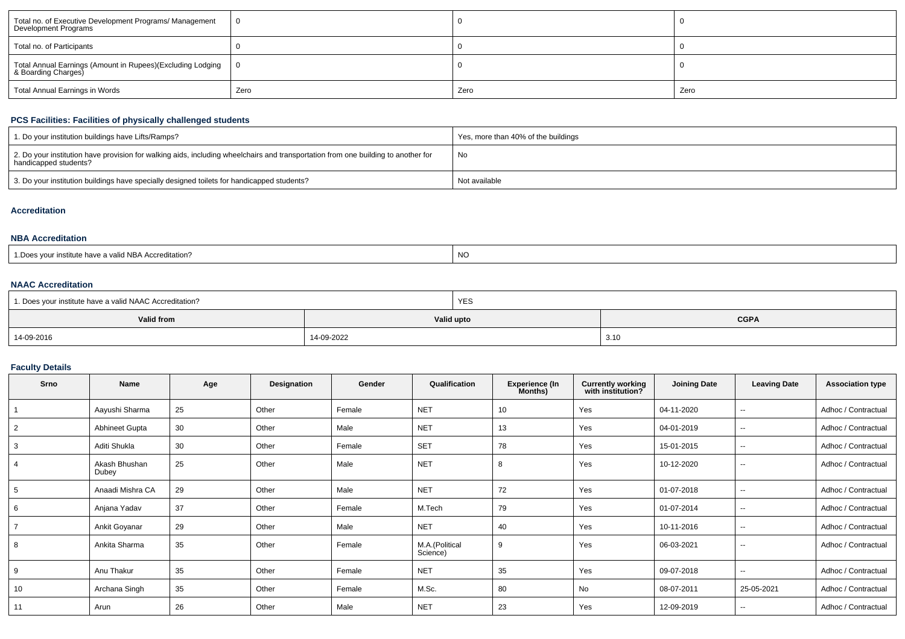| Total no. of Executive Development Programs/ Management Development Programs | 0 | 0 | 0 |
|---|---|---|---|
| Total no. of Participants | 0 | 0 | 0 |
| Total Annual Earnings (Amount in Rupees)(Excluding Lodging & Boarding Charges) | 0 | 0 | 0 |
| Total Annual Earnings in Words | Zero | Zero | Zero |

### PCS Facilities: Facilities of physically challenged students

| 1. Do your institution buildings have Lifts/Ramps? | Yes, more than 40% of the buildings |
|---|---|
| 2. Do your institution have provision for walking aids, including wheelchairs and transportation from one building to another for handicapped students? | No |
| 3. Do your institution buildings have specially designed toilets for handicapped students? | Not available |

### Accreditation

#### NBA Accreditation

| 1.Does your institute have a valid NBA Accreditation? | NO |
|---|---|

#### NAAC Accreditation

| 1. Does your institute have a valid NAAC Accreditation? | YES | |
|---|---|---|
| **Valid from** | **Valid upto** | **CGPA** |
| 14-09-2016 | 14-09-2022 | 3.10 |

### Faculty Details

| Srno | Name | Age | Designation | Gender | Qualification | Experience (In Months) | Currently working with institution? | Joining Date | Leaving Date | Association type |
|---|---|---|---|---|---|---|---|---|---|---|
| 1 | Aayushi Sharma | 25 | Other | Female | NET | 10 | Yes | 04-11-2020 | -- | Adhoc / Contractual |
| 2 | Abhineet Gupta | 30 | Other | Male | NET | 13 | Yes | 04-01-2019 | -- | Adhoc / Contractual |
| 3 | Aditi Shukla | 30 | Other | Female | SET | 78 | Yes | 15-01-2015 | -- | Adhoc / Contractual |
| 4 | Akash Bhushan Dubey | 25 | Other | Male | NET | 8 | Yes | 10-12-2020 | -- | Adhoc / Contractual |
| 5 | Anaadi Mishra CA | 29 | Other | Male | NET | 72 | Yes | 01-07-2018 | -- | Adhoc / Contractual |
| 6 | Anjana Yadav | 37 | Other | Female | M.Tech | 79 | Yes | 01-07-2014 | -- | Adhoc / Contractual |
| 7 | Ankit Goyanar | 29 | Other | Male | NET | 40 | Yes | 10-11-2016 | -- | Adhoc / Contractual |
| 8 | Ankita Sharma | 35 | Other | Female | M.A.(Political Science) | 9 | Yes | 06-03-2021 | -- | Adhoc / Contractual |
| 9 | Anu Thakur | 35 | Other | Female | NET | 35 | Yes | 09-07-2018 | -- | Adhoc / Contractual |
| 10 | Archana Singh | 35 | Other | Female | M.Sc. | 80 | No | 08-07-2011 | 25-05-2021 | Adhoc / Contractual |
| 11 | Arun | 26 | Other | Male | NET | 23 | Yes | 12-09-2019 | -- | Adhoc / Contractual |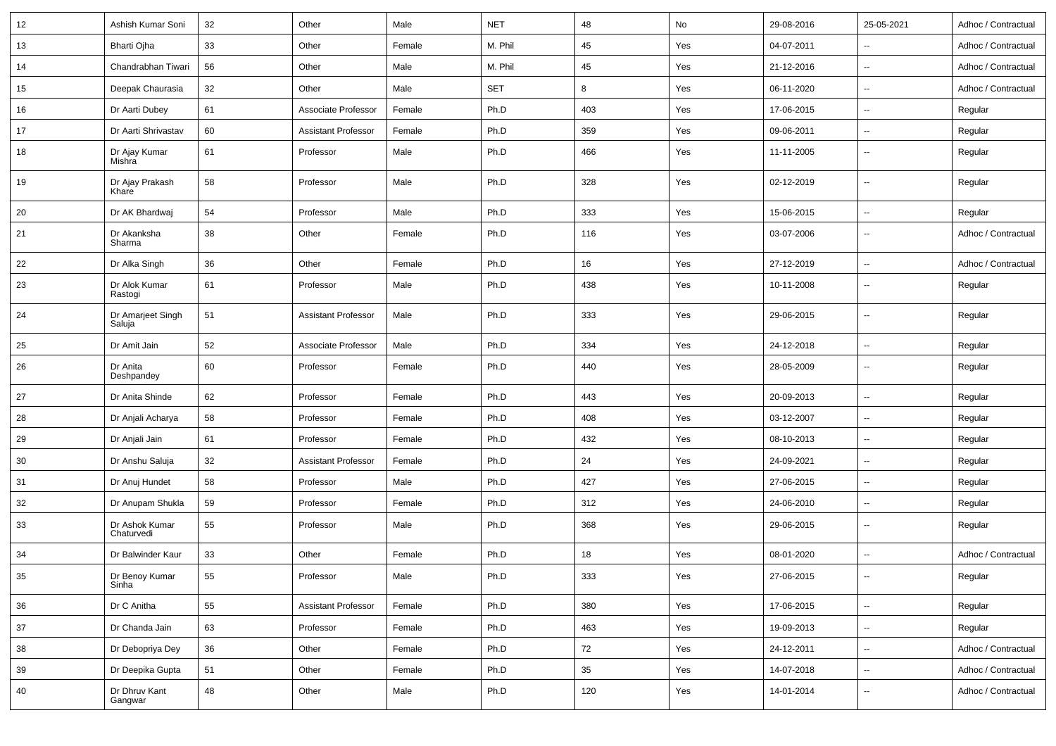| 12 | Ashish Kumar Soni | 32 | Other | Male | NET | 48 | No | 29-08-2016 | 25-05-2021 | Adhoc / Contractual |
|---|---|---|---|---|---|---|---|---|---|---|
| 13 | Bharti Ojha | 33 | Other | Female | M. Phil | 45 | Yes | 04-07-2011 | -- | Adhoc / Contractual |
| 14 | Chandrabhan Tiwari | 56 | Other | Male | M. Phil | 45 | Yes | 21-12-2016 | -- | Adhoc / Contractual |
| 15 | Deepak Chaurasia | 32 | Other | Male | SET | 8 | Yes | 06-11-2020 | -- | Adhoc / Contractual |
| 16 | Dr Aarti Dubey | 61 | Associate Professor | Female | Ph.D | 403 | Yes | 17-06-2015 | -- | Regular |
| 17 | Dr Aarti Shrivastav | 60 | Assistant Professor | Female | Ph.D | 359 | Yes | 09-06-2011 | -- | Regular |
| 18 | Dr Ajay Kumar Mishra | 61 | Professor | Male | Ph.D | 466 | Yes | 11-11-2005 | -- | Regular |
| 19 | Dr Ajay Prakash Khare | 58 | Professor | Male | Ph.D | 328 | Yes | 02-12-2019 | -- | Regular |
| 20 | Dr AK Bhardwaj | 54 | Professor | Male | Ph.D | 333 | Yes | 15-06-2015 | -- | Regular |
| 21 | Dr Akanksha Sharma | 38 | Other | Female | Ph.D | 116 | Yes | 03-07-2006 | -- | Adhoc / Contractual |
| 22 | Dr Alka Singh | 36 | Other | Female | Ph.D | 16 | Yes | 27-12-2019 | -- | Adhoc / Contractual |
| 23 | Dr Alok Kumar Rastogi | 61 | Professor | Male | Ph.D | 438 | Yes | 10-11-2008 | -- | Regular |
| 24 | Dr Amarjeet Singh Saluja | 51 | Assistant Professor | Male | Ph.D | 333 | Yes | 29-06-2015 | -- | Regular |
| 25 | Dr Amit Jain | 52 | Associate Professor | Male | Ph.D | 334 | Yes | 24-12-2018 | -- | Regular |
| 26 | Dr Anita Deshpandey | 60 | Professor | Female | Ph.D | 440 | Yes | 28-05-2009 | -- | Regular |
| 27 | Dr Anita Shinde | 62 | Professor | Female | Ph.D | 443 | Yes | 20-09-2013 | -- | Regular |
| 28 | Dr Anjali Acharya | 58 | Professor | Female | Ph.D | 408 | Yes | 03-12-2007 | -- | Regular |
| 29 | Dr Anjali Jain | 61 | Professor | Female | Ph.D | 432 | Yes | 08-10-2013 | -- | Regular |
| 30 | Dr Anshu Saluja | 32 | Assistant Professor | Female | Ph.D | 24 | Yes | 24-09-2021 | -- | Regular |
| 31 | Dr Anuj Hundet | 58 | Professor | Male | Ph.D | 427 | Yes | 27-06-2015 | -- | Regular |
| 32 | Dr Anupam Shukla | 59 | Professor | Female | Ph.D | 312 | Yes | 24-06-2010 | -- | Regular |
| 33 | Dr Ashok Kumar Chaturvedi | 55 | Professor | Male | Ph.D | 368 | Yes | 29-06-2015 | -- | Regular |
| 34 | Dr Balwinder Kaur | 33 | Other | Female | Ph.D | 18 | Yes | 08-01-2020 | -- | Adhoc / Contractual |
| 35 | Dr Benoy Kumar Sinha | 55 | Professor | Male | Ph.D | 333 | Yes | 27-06-2015 | -- | Regular |
| 36 | Dr C Anitha | 55 | Assistant Professor | Female | Ph.D | 380 | Yes | 17-06-2015 | -- | Regular |
| 37 | Dr Chanda Jain | 63 | Professor | Female | Ph.D | 463 | Yes | 19-09-2013 | -- | Regular |
| 38 | Dr Debopriya Dey | 36 | Other | Female | Ph.D | 72 | Yes | 24-12-2011 | -- | Adhoc / Contractual |
| 39 | Dr Deepika Gupta | 51 | Other | Female | Ph.D | 35 | Yes | 14-07-2018 | -- | Adhoc / Contractual |
| 40 | Dr Dhruv Kant Gangwar | 48 | Other | Male | Ph.D | 120 | Yes | 14-01-2014 | -- | Adhoc / Contractual |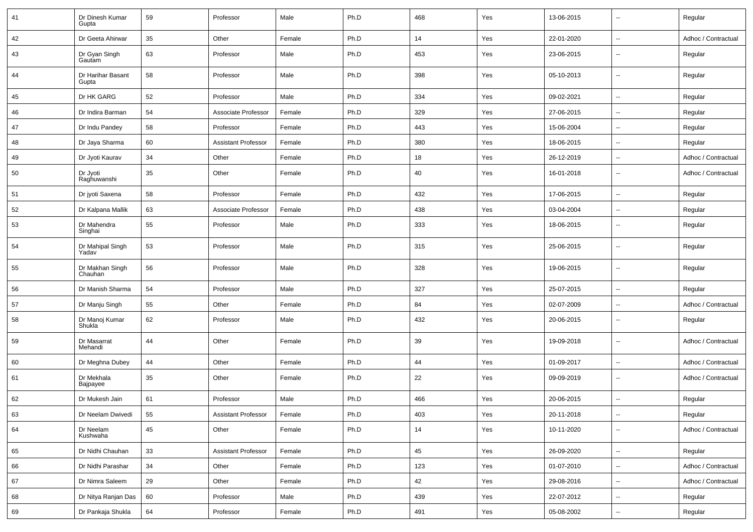| 41 | Dr Dinesh Kumar Gupta | 59 | Professor | Male | Ph.D | 468 | Yes | 13-06-2015 | -- | Regular |
|---|---|---|---|---|---|---|---|---|---|---|
| 42 | Dr Geeta Ahirwar | 35 | Other | Female | Ph.D | 14 | Yes | 22-01-2020 | -- | Adhoc / Contractual |
| 43 | Dr Gyan Singh Gautam | 63 | Professor | Male | Ph.D | 453 | Yes | 23-06-2015 | -- | Regular |
| 44 | Dr Harihar Basant Gupta | 58 | Professor | Male | Ph.D | 398 | Yes | 05-10-2013 | -- | Regular |
| 45 | Dr HK GARG | 52 | Professor | Male | Ph.D | 334 | Yes | 09-02-2021 | -- | Regular |
| 46 | Dr Indira Barman | 54 | Associate Professor | Female | Ph.D | 329 | Yes | 27-06-2015 | -- | Regular |
| 47 | Dr Indu Pandey | 58 | Professor | Female | Ph.D | 443 | Yes | 15-06-2004 | -- | Regular |
| 48 | Dr Jaya Sharma | 60 | Assistant Professor | Female | Ph.D | 380 | Yes | 18-06-2015 | -- | Regular |
| 49 | Dr Jyoti Kaurav | 34 | Other | Female | Ph.D | 18 | Yes | 26-12-2019 | -- | Adhoc / Contractual |
| 50 | Dr Jyoti Raghuwanshi | 35 | Other | Female | Ph.D | 40 | Yes | 16-01-2018 | -- | Adhoc / Contractual |
| 51 | Dr jyoti Saxena | 58 | Professor | Female | Ph.D | 432 | Yes | 17-06-2015 | -- | Regular |
| 52 | Dr Kalpana Mallik | 63 | Associate Professor | Female | Ph.D | 438 | Yes | 03-04-2004 | -- | Regular |
| 53 | Dr Mahendra Singhai | 55 | Professor | Male | Ph.D | 333 | Yes | 18-06-2015 | -- | Regular |
| 54 | Dr Mahipal Singh Yadav | 53 | Professor | Male | Ph.D | 315 | Yes | 25-06-2015 | -- | Regular |
| 55 | Dr Makhan Singh Chauhan | 56 | Professor | Male | Ph.D | 328 | Yes | 19-06-2015 | -- | Regular |
| 56 | Dr Manish Sharma | 54 | Professor | Male | Ph.D | 327 | Yes | 25-07-2015 | -- | Regular |
| 57 | Dr Manju Singh | 55 | Other | Female | Ph.D | 84 | Yes | 02-07-2009 | -- | Adhoc / Contractual |
| 58 | Dr Manoj Kumar Shukla | 62 | Professor | Male | Ph.D | 432 | Yes | 20-06-2015 | -- | Regular |
| 59 | Dr Masarrat Mehandi | 44 | Other | Female | Ph.D | 39 | Yes | 19-09-2018 | -- | Adhoc / Contractual |
| 60 | Dr Meghna Dubey | 44 | Other | Female | Ph.D | 44 | Yes | 01-09-2017 | -- | Adhoc / Contractual |
| 61 | Dr Mekhala Bajpayee | 35 | Other | Female | Ph.D | 22 | Yes | 09-09-2019 | -- | Adhoc / Contractual |
| 62 | Dr Mukesh Jain | 61 | Professor | Male | Ph.D | 466 | Yes | 20-06-2015 | -- | Regular |
| 63 | Dr Neelam Dwivedi | 55 | Assistant Professor | Female | Ph.D | 403 | Yes | 20-11-2018 | -- | Regular |
| 64 | Dr Neelam Kushwaha | 45 | Other | Female | Ph.D | 14 | Yes | 10-11-2020 | -- | Adhoc / Contractual |
| 65 | Dr Nidhi Chauhan | 33 | Assistant Professor | Female | Ph.D | 45 | Yes | 26-09-2020 | -- | Regular |
| 66 | Dr Nidhi Parashar | 34 | Other | Female | Ph.D | 123 | Yes | 01-07-2010 | -- | Adhoc / Contractual |
| 67 | Dr Nimra Saleem | 29 | Other | Female | Ph.D | 42 | Yes | 29-08-2016 | -- | Adhoc / Contractual |
| 68 | Dr Nitya Ranjan Das | 60 | Professor | Male | Ph.D | 439 | Yes | 22-07-2012 | -- | Regular |
| 69 | Dr Pankaja Shukla | 64 | Professor | Female | Ph.D | 491 | Yes | 05-08-2002 | -- | Regular |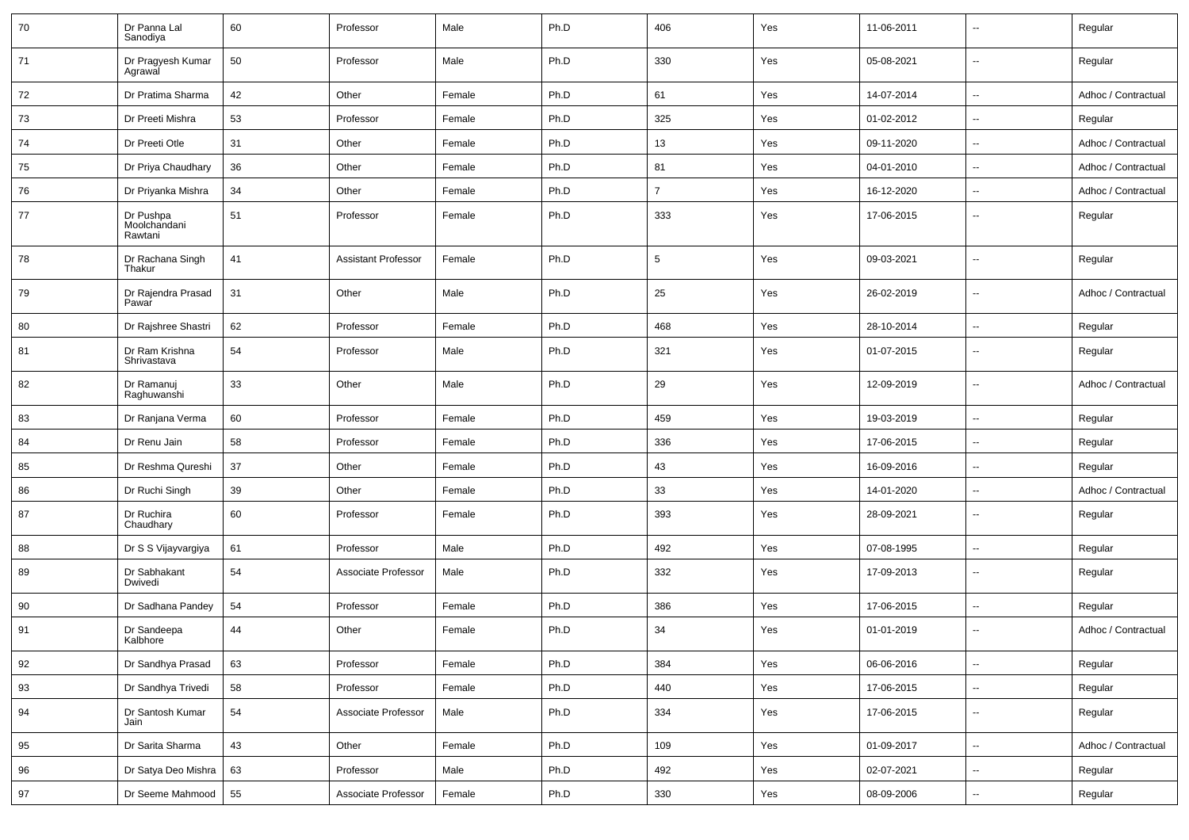| 70 | Dr Panna Lal Sanodiya | 60 | Professor | Male | Ph.D | 406 | Yes | 11-06-2011 | -- | Regular |
|---|---|---|---|---|---|---|---|---|---|---|
| 71 | Dr Pragyesh Kumar Agrawal | 50 | Professor | Male | Ph.D | 330 | Yes | 05-08-2021 | -- | Regular |
| 72 | Dr Pratima Sharma | 42 | Other | Female | Ph.D | 61 | Yes | 14-07-2014 | -- | Adhoc / Contractual |
| 73 | Dr Preeti Mishra | 53 | Professor | Female | Ph.D | 325 | Yes | 01-02-2012 | -- | Regular |
| 74 | Dr Preeti Otle | 31 | Other | Female | Ph.D | 13 | Yes | 09-11-2020 | -- | Adhoc / Contractual |
| 75 | Dr Priya Chaudhary | 36 | Other | Female | Ph.D | 81 | Yes | 04-01-2010 | -- | Adhoc / Contractual |
| 76 | Dr Priyanka Mishra | 34 | Other | Female | Ph.D | 7 | Yes | 16-12-2020 | -- | Adhoc / Contractual |
| 77 | Dr Pushpa Moolchandani Rawtani | 51 | Professor | Female | Ph.D | 333 | Yes | 17-06-2015 | -- | Regular |
| 78 | Dr Rachana Singh Thakur | 41 | Assistant Professor | Female | Ph.D | 5 | Yes | 09-03-2021 | -- | Regular |
| 79 | Dr Rajendra Prasad Pawar | 31 | Other | Male | Ph.D | 25 | Yes | 26-02-2019 | -- | Adhoc / Contractual |
| 80 | Dr Rajshree Shastri | 62 | Professor | Female | Ph.D | 468 | Yes | 28-10-2014 | -- | Regular |
| 81 | Dr Ram Krishna Shrivastava | 54 | Professor | Male | Ph.D | 321 | Yes | 01-07-2015 | -- | Regular |
| 82 | Dr Ramanuj Raghuwanshi | 33 | Other | Male | Ph.D | 29 | Yes | 12-09-2019 | -- | Adhoc / Contractual |
| 83 | Dr Ranjana Verma | 60 | Professor | Female | Ph.D | 459 | Yes | 19-03-2019 | -- | Regular |
| 84 | Dr Renu Jain | 58 | Professor | Female | Ph.D | 336 | Yes | 17-06-2015 | -- | Regular |
| 85 | Dr Reshma Qureshi | 37 | Other | Female | Ph.D | 43 | Yes | 16-09-2016 | -- | Regular |
| 86 | Dr Ruchi Singh | 39 | Other | Female | Ph.D | 33 | Yes | 14-01-2020 | -- | Adhoc / Contractual |
| 87 | Dr Ruchira Chaudhary | 60 | Professor | Female | Ph.D | 393 | Yes | 28-09-2021 | -- | Regular |
| 88 | Dr S S Vijayvargiya | 61 | Professor | Male | Ph.D | 492 | Yes | 07-08-1995 | -- | Regular |
| 89 | Dr Sabhakant Dwivedi | 54 | Associate Professor | Male | Ph.D | 332 | Yes | 17-09-2013 | -- | Regular |
| 90 | Dr Sadhana Pandey | 54 | Professor | Female | Ph.D | 386 | Yes | 17-06-2015 | -- | Regular |
| 91 | Dr Sandeepa Kalbhore | 44 | Other | Female | Ph.D | 34 | Yes | 01-01-2019 | -- | Adhoc / Contractual |
| 92 | Dr Sandhya Prasad | 63 | Professor | Female | Ph.D | 384 | Yes | 06-06-2016 | -- | Regular |
| 93 | Dr Sandhya Trivedi | 58 | Professor | Female | Ph.D | 440 | Yes | 17-06-2015 | -- | Regular |
| 94 | Dr Santosh Kumar Jain | 54 | Associate Professor | Male | Ph.D | 334 | Yes | 17-06-2015 | -- | Regular |
| 95 | Dr Sarita Sharma | 43 | Other | Female | Ph.D | 109 | Yes | 01-09-2017 | -- | Adhoc / Contractual |
| 96 | Dr Satya Deo Mishra | 63 | Professor | Male | Ph.D | 492 | Yes | 02-07-2021 | -- | Regular |
| 97 | Dr Seeme Mahmood | 55 | Associate Professor | Female | Ph.D | 330 | Yes | 08-09-2006 | -- | Regular |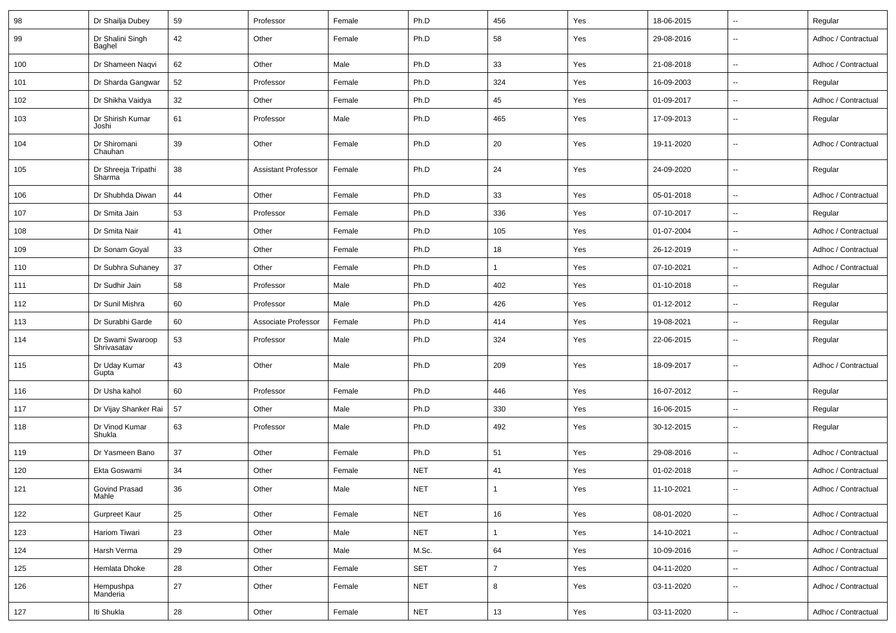| 98 | Dr Shailja Dubey | 59 | Professor | Female | Ph.D | 456 | Yes | 18-06-2015 | -- | Regular |
|---|---|---|---|---|---|---|---|---|---|---|
| 99 | Dr Shalini Singh Baghel | 42 | Other | Female | Ph.D | 58 | Yes | 29-08-2016 | -- | Adhoc / Contractual |
| 100 | Dr Shameen Naqvi | 62 | Other | Male | Ph.D | 33 | Yes | 21-08-2018 | -- | Adhoc / Contractual |
| 101 | Dr Sharda Gangwar | 52 | Professor | Female | Ph.D | 324 | Yes | 16-09-2003 | -- | Regular |
| 102 | Dr Shikha Vaidya | 32 | Other | Female | Ph.D | 45 | Yes | 01-09-2017 | -- | Adhoc / Contractual |
| 103 | Dr Shirish Kumar Joshi | 61 | Professor | Male | Ph.D | 465 | Yes | 17-09-2013 | -- | Regular |
| 104 | Dr Shiromani Chauhan | 39 | Other | Female | Ph.D | 20 | Yes | 19-11-2020 | -- | Adhoc / Contractual |
| 105 | Dr Shreeja Tripathi Sharma | 38 | Assistant Professor | Female | Ph.D | 24 | Yes | 24-09-2020 | -- | Regular |
| 106 | Dr Shubhda Diwan | 44 | Other | Female | Ph.D | 33 | Yes | 05-01-2018 | -- | Adhoc / Contractual |
| 107 | Dr Smita Jain | 53 | Professor | Female | Ph.D | 336 | Yes | 07-10-2017 | -- | Regular |
| 108 | Dr Smita Nair | 41 | Other | Female | Ph.D | 105 | Yes | 01-07-2004 | -- | Adhoc / Contractual |
| 109 | Dr Sonam Goyal | 33 | Other | Female | Ph.D | 18 | Yes | 26-12-2019 | -- | Adhoc / Contractual |
| 110 | Dr Subhra Suhaney | 37 | Other | Female | Ph.D | 1 | Yes | 07-10-2021 | -- | Adhoc / Contractual |
| 111 | Dr Sudhir Jain | 58 | Professor | Male | Ph.D | 402 | Yes | 01-10-2018 | -- | Regular |
| 112 | Dr Sunil Mishra | 60 | Professor | Male | Ph.D | 426 | Yes | 01-12-2012 | -- | Regular |
| 113 | Dr Surabhi Garde | 60 | Associate Professor | Female | Ph.D | 414 | Yes | 19-08-2021 | -- | Regular |
| 114 | Dr Swami Swaroop Shrivasatav | 53 | Professor | Male | Ph.D | 324 | Yes | 22-06-2015 | -- | Regular |
| 115 | Dr Uday Kumar Gupta | 43 | Other | Male | Ph.D | 209 | Yes | 18-09-2017 | -- | Adhoc / Contractual |
| 116 | Dr Usha kahol | 60 | Professor | Female | Ph.D | 446 | Yes | 16-07-2012 | -- | Regular |
| 117 | Dr Vijay Shanker Rai | 57 | Other | Male | Ph.D | 330 | Yes | 16-06-2015 | -- | Regular |
| 118 | Dr Vinod Kumar Shukla | 63 | Professor | Male | Ph.D | 492 | Yes | 30-12-2015 | -- | Regular |
| 119 | Dr Yasmeen Bano | 37 | Other | Female | Ph.D | 51 | Yes | 29-08-2016 | -- | Adhoc / Contractual |
| 120 | Ekta Goswami | 34 | Other | Female | NET | 41 | Yes | 01-02-2018 | -- | Adhoc / Contractual |
| 121 | Govind Prasad Mahle | 36 | Other | Male | NET | 1 | Yes | 11-10-2021 | -- | Adhoc / Contractual |
| 122 | Gurpreet Kaur | 25 | Other | Female | NET | 16 | Yes | 08-01-2020 | -- | Adhoc / Contractual |
| 123 | Hariom Tiwari | 23 | Other | Male | NET | 1 | Yes | 14-10-2021 | -- | Adhoc / Contractual |
| 124 | Harsh Verma | 29 | Other | Male | M.Sc. | 64 | Yes | 10-09-2016 | -- | Adhoc / Contractual |
| 125 | Hemlata Dhoke | 28 | Other | Female | SET | 7 | Yes | 04-11-2020 | -- | Adhoc / Contractual |
| 126 | Hempushpa Manderia | 27 | Other | Female | NET | 8 | Yes | 03-11-2020 | -- | Adhoc / Contractual |
| 127 | Iti Shukla | 28 | Other | Female | NET | 13 | Yes | 03-11-2020 | -- | Adhoc / Contractual |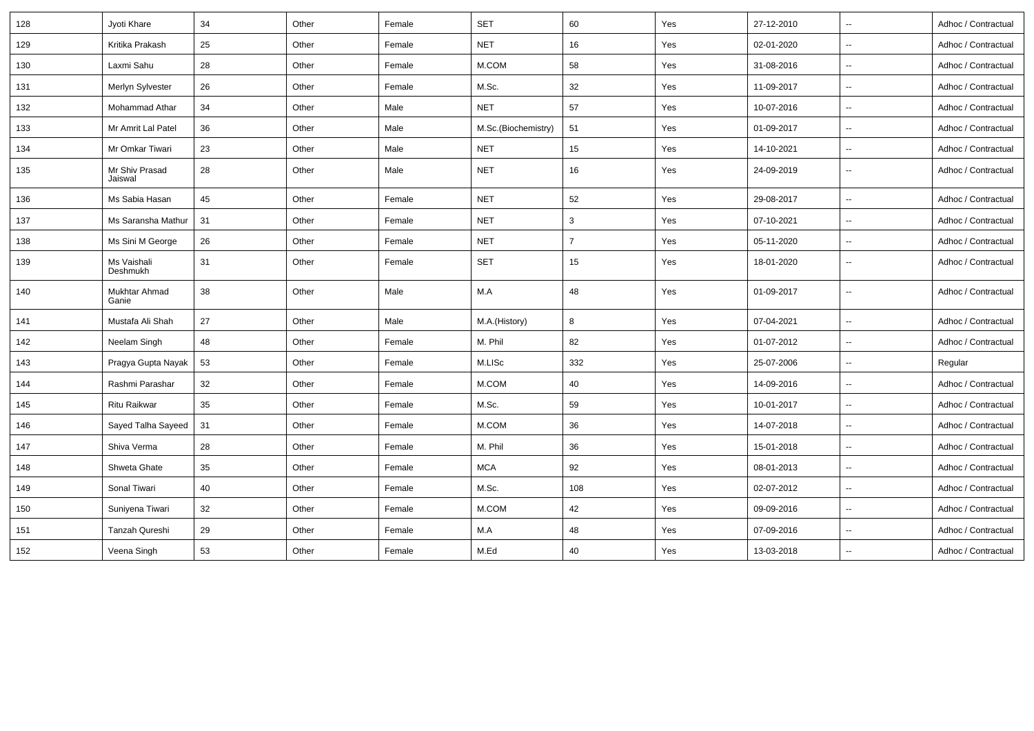| | | | | | | | | | | |
|---|---|---|---|---|---|---|---|---|---|---|
| 128 | Jyoti Khare | 34 | Other | Female | SET | 60 | Yes | 27-12-2010 | -- | Adhoc / Contractual |
| 129 | Kritika Prakash | 25 | Other | Female | NET | 16 | Yes | 02-01-2020 | -- | Adhoc / Contractual |
| 130 | Laxmi Sahu | 28 | Other | Female | M.COM | 58 | Yes | 31-08-2016 | -- | Adhoc / Contractual |
| 131 | Merlyn Sylvester | 26 | Other | Female | M.Sc. | 32 | Yes | 11-09-2017 | -- | Adhoc / Contractual |
| 132 | Mohammad Athar | 34 | Other | Male | NET | 57 | Yes | 10-07-2016 | -- | Adhoc / Contractual |
| 133 | Mr Amrit Lal Patel | 36 | Other | Male | M.Sc.(Biochemistry) | 51 | Yes | 01-09-2017 | -- | Adhoc / Contractual |
| 134 | Mr Omkar Tiwari | 23 | Other | Male | NET | 15 | Yes | 14-10-2021 | -- | Adhoc / Contractual |
| 135 | Mr Shiv Prasad Jaiswal | 28 | Other | Male | NET | 16 | Yes | 24-09-2019 | -- | Adhoc / Contractual |
| 136 | Ms Sabia Hasan | 45 | Other | Female | NET | 52 | Yes | 29-08-2017 | -- | Adhoc / Contractual |
| 137 | Ms Saransha Mathur | 31 | Other | Female | NET | 3 | Yes | 07-10-2021 | -- | Adhoc / Contractual |
| 138 | Ms Sini M George | 26 | Other | Female | NET | 7 | Yes | 05-11-2020 | -- | Adhoc / Contractual |
| 139 | Ms Vaishali Deshmukh | 31 | Other | Female | SET | 15 | Yes | 18-01-2020 | -- | Adhoc / Contractual |
| 140 | Mukhtar Ahmad Ganie | 38 | Other | Male | M.A | 48 | Yes | 01-09-2017 | -- | Adhoc / Contractual |
| 141 | Mustafa Ali Shah | 27 | Other | Male | M.A.(History) | 8 | Yes | 07-04-2021 | -- | Adhoc / Contractual |
| 142 | Neelam Singh | 48 | Other | Female | M. Phil | 82 | Yes | 01-07-2012 | -- | Adhoc / Contractual |
| 143 | Pragya Gupta Nayak | 53 | Other | Female | M.LISc | 332 | Yes | 25-07-2006 | -- | Regular |
| 144 | Rashmi Parashar | 32 | Other | Female | M.COM | 40 | Yes | 14-09-2016 | -- | Adhoc / Contractual |
| 145 | Ritu Raikwar | 35 | Other | Female | M.Sc. | 59 | Yes | 10-01-2017 | -- | Adhoc / Contractual |
| 146 | Sayed Talha Sayeed | 31 | Other | Female | M.COM | 36 | Yes | 14-07-2018 | -- | Adhoc / Contractual |
| 147 | Shiva Verma | 28 | Other | Female | M. Phil | 36 | Yes | 15-01-2018 | -- | Adhoc / Contractual |
| 148 | Shweta Ghate | 35 | Other | Female | MCA | 92 | Yes | 08-01-2013 | -- | Adhoc / Contractual |
| 149 | Sonal Tiwari | 40 | Other | Female | M.Sc. | 108 | Yes | 02-07-2012 | -- | Adhoc / Contractual |
| 150 | Suniyena Tiwari | 32 | Other | Female | M.COM | 42 | Yes | 09-09-2016 | -- | Adhoc / Contractual |
| 151 | Tanzah Qureshi | 29 | Other | Female | M.A | 48 | Yes | 07-09-2016 | -- | Adhoc / Contractual |
| 152 | Veena Singh | 53 | Other | Female | M.Ed | 40 | Yes | 13-03-2018 | -- | Adhoc / Contractual |